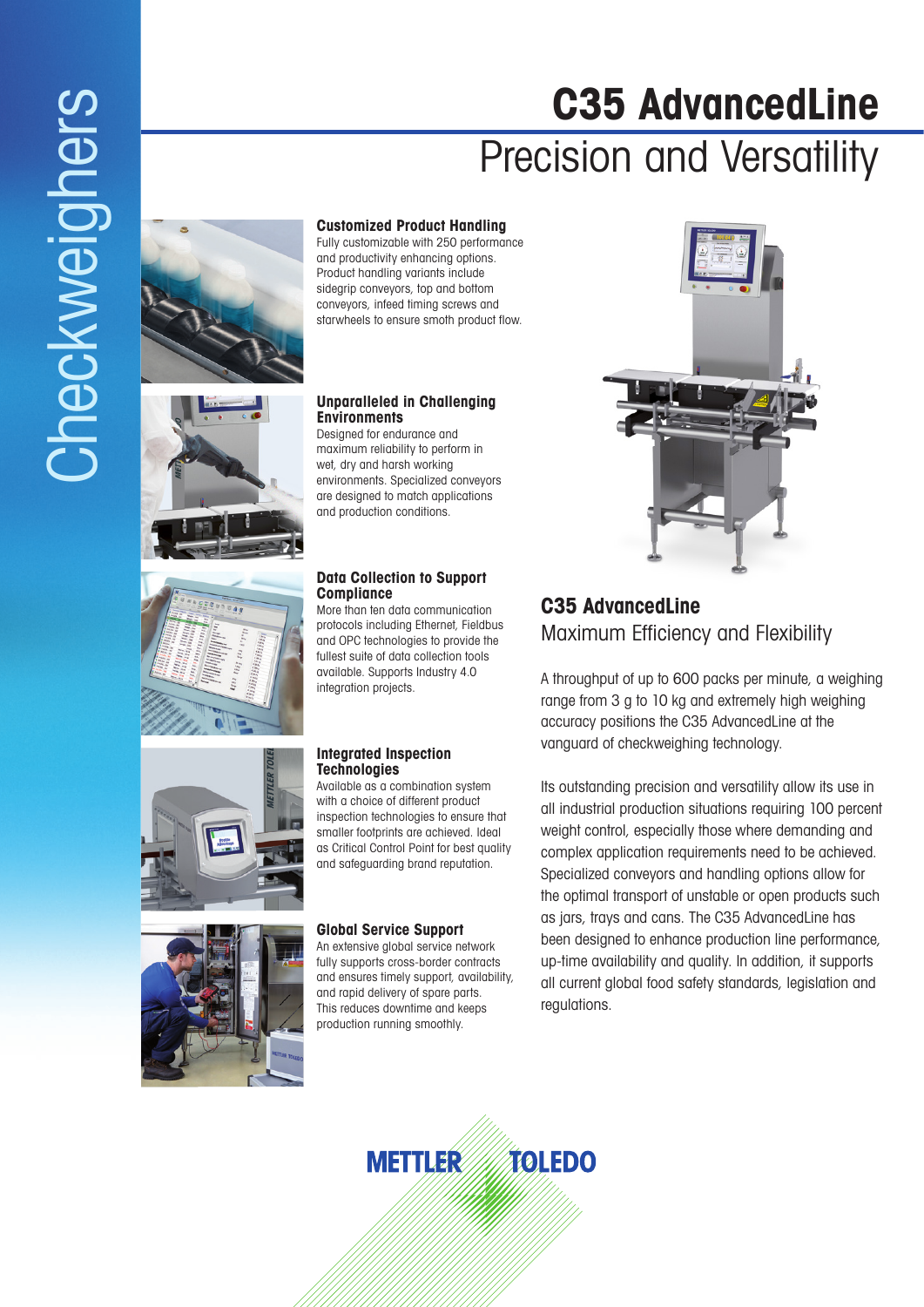Checkweighers

# C35 AdvancedLine

## Precision and Versatility

### Customized Product Handling

Fully customizable with 250 performance and productivity enhancing options. Product handling variants include sidegrip conveyors, top and bottom conveyors, infeed timing screws and starwheels to ensure smoth product flow.

### Unparalleled in Challenging Environments

Designed for endurance and maximum reliability to perform in wet, dry and harsh working environments. Specialized conveyors are designed to match applications and production conditions.

### Data Collection to Support Compliance

More than ten data communication protocols including Ethernet, Fieldbus and OPC technologies to provide the fullest suite of data collection tools available. Supports Industry 4.0 integration projects.

### Integrated Inspection Technologies

Available as a combination system with a choice of different product inspection technologies to ensure that smaller footprints are achieved. Ideal as Critical Control Point for best quality and safeguarding brand reputation.

### Global Service Support

An extensive global service network fully supports cross-border contracts and ensures timely support, availability, and rapid delivery of spare parts. This reduces downtime and keeps production running smoothly.

## C35 AdvancedLine

Maximum Efficiency and Flexibility

A throughput of up to 600 packs per minute, a weighing range from 3 g to 10 kg and extremely high weighing accuracy positions the C35 AdvancedLine at the vanguard of checkweighing technology.

Its outstanding precision and versatility allow its use in all industrial production situations requiring 100 percent weight control, especially those where demanding and complex application requirements need to be achieved. Specialized conveyors and handling options allow for the optimal transport of unstable or open products such as jars, trays and cans. The C35 AdvancedLine has been designed to enhance production line performance, up-time availability and quality. In addition, it supports all current global food safety standards, legislation and regulations.

METTLER TOLEDO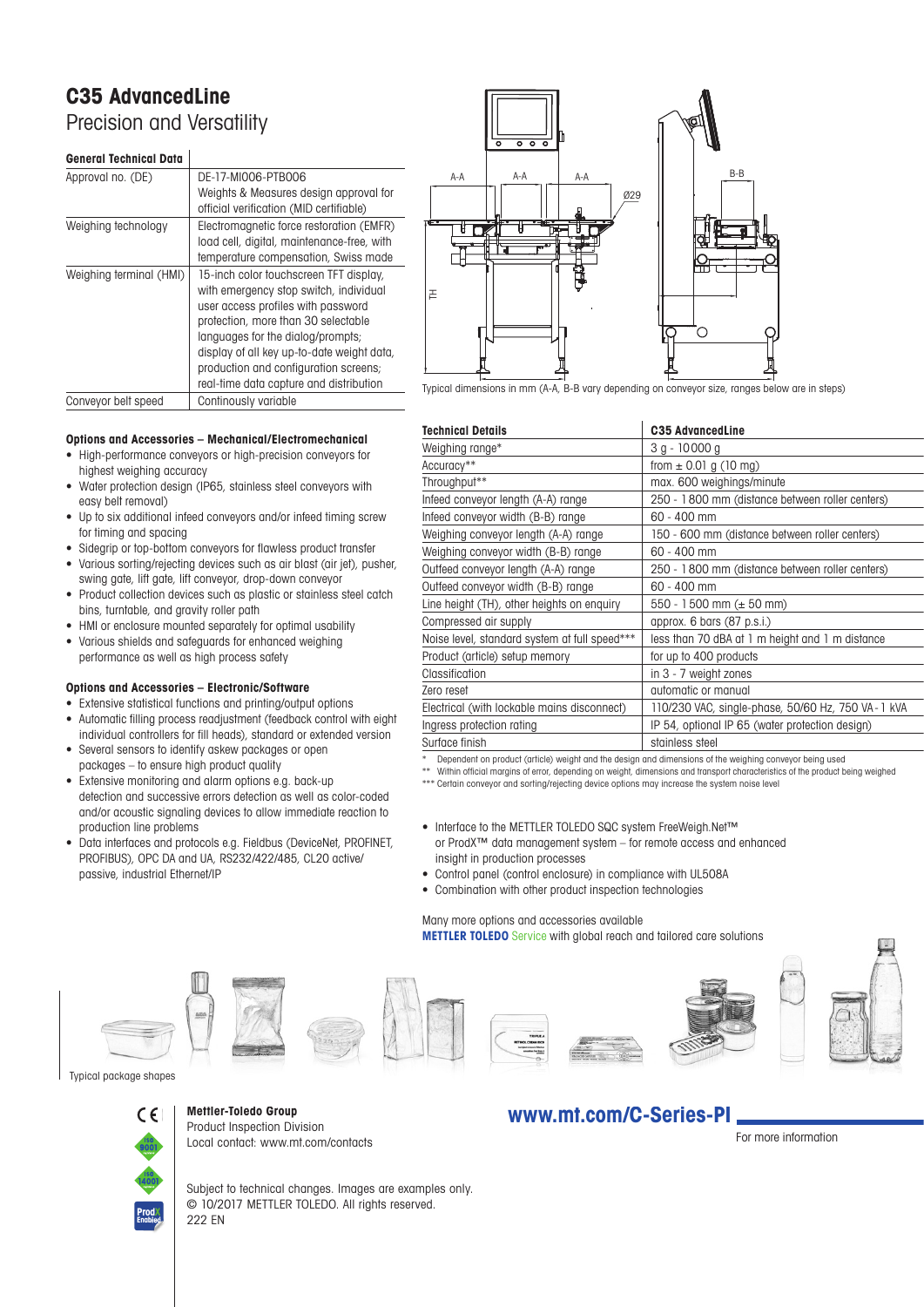# C35 AdvancedLine
## Precision and Versatility

| General Technical Data | |
|---|---|
| Approval no. (DE) | DE-17-MI006-PTB006 Weights & Measures design approval for official verification (MID certifiable) |
| Weighing technology | Electromagnetic force restoration (EMFR) load cell, digital, maintenance-free, with temperature compensation, Swiss made |
| Weighing terminal (HMI) | 15-inch color touchscreen TFT display, with emergency stop switch, individual user access profiles with password protection, more than 30 selectable languages for the dialog/prompts; display of all key up-to-date weight data, production and configuration screens; real-time data capture and distribution |
| Conveyor belt speed | Continously variable |

A-A A-A A-A Ø29 B-B TH

Typical dimensions in mm (A-A, B-B vary depending on conveyor size, ranges below are in steps)

### Options and Accessories – Mechanical/Electromechanical

- High-performance conveyors or high-precision conveyors for highest weighing accuracy
- Water protection design (IP65, stainless steel conveyors with easy belt removal)
- Up to six additional infeed conveyors and/or infeed timing screw for timing and spacing
- Sidegrip or top-bottom conveyors for flawless product transfer
- Various sorting/rejecting devices such as air blast (air jet), pusher, swing gate, lift gate, lift conveyor, drop-down conveyor
- Product collection devices such as plastic or stainless steel catch bins, turntable, and gravity roller path
- HMI or enclosure mounted separately for optimal usability
- Various shields and safeguards for enhanced weighing performance as well as high process safety

### Options and Accessories – Electronic/Software

- Extensive statistical functions and printing/output options
- Automatic filling process readjustment (feedback control with eight individual controllers for fill heads), standard or extended version
- Several sensors to identify askew packages or open packages – to ensure high product quality
- Extensive monitoring and alarm options e.g. back-up detection and successive errors detection as well as color-coded and/or acoustic signaling devices to allow immediate reaction to production line problems
- Data interfaces and protocols e.g. Fieldbus (DeviceNet, PROFINET, PROFIBUS), OPC DA and UA, RS232/422/485, CL20 active/passive, industrial Ethernet/IP

| Technical Details | C35 AdvancedLine |
|---|---|
| Weighing range* | 3 g - 10 000 g |
| Accuracy** | from ± 0.01 g (10 mg) |
| Throughput** | max. 600 weighings/minute |
| Infeed conveyor length (A-A) range | 250 - 1 800 mm (distance between roller centers) |
| Infeed conveyor width (B-B) range | 60 - 400 mm |
| Weighing conveyor length (A-A) range | 150 - 600 mm (distance between roller centers) |
| Weighing conveyor width (B-B) range | 60 - 400 mm |
| Outfeed conveyor length (A-A) range | 250 - 1 800 mm (distance between roller centers) |
| Outfeed conveyor width (B-B) range | 60 - 400 mm |
| Line height (TH), other heights on enquiry | 550 - 1 500 mm (± 50 mm) |
| Compressed air supply | approx. 6 bars (87 p.s.i.) |
| Noise level, standard system at full speed*** | less than 70 dBA at 1 m height and 1 m distance |
| Product (article) setup memory | for up to 400 products |
| Classification | in 3 - 7 weight zones |
| Zero reset | automatic or manual |
| Electrical (with lockable mains disconnect) | 110/230 VAC, single-phase, 50/60 Hz, 750 VA - 1 kVA |
| Ingress protection rating | IP 54, optional IP 65 (water protection design) |
| Surface finish | stainless steel |

\* Dependent on product (article) weight and the design and dimensions of the weighing conveyor being used
\** Within official margins of error, depending on weight, dimensions and transport characteristics of the product being weighed
\*** Certain conveyor and sorting/rejecting device options may increase the system noise level

- Interface to the METTLER TOLEDO SQC system FreeWeigh.Net™ or ProdX™ data management system – for remote access and enhanced insight in production processes
- Control panel (control enclosure) in compliance with UL508A
- Combination with other product inspection technologies

Many more options and accessories available
**METTLER TOLEDO** Service with global reach and tailored care solutions

Typical package shapes

**Mettler-Toledo Group**
Product Inspection Division
Local contact: www.mt.com/contacts

Subject to technical changes. Images are examples only.
© 10/2017 METTLER TOLEDO. All rights reserved.
222 EN

**www.mt.com/C-Series-PI**

For more information